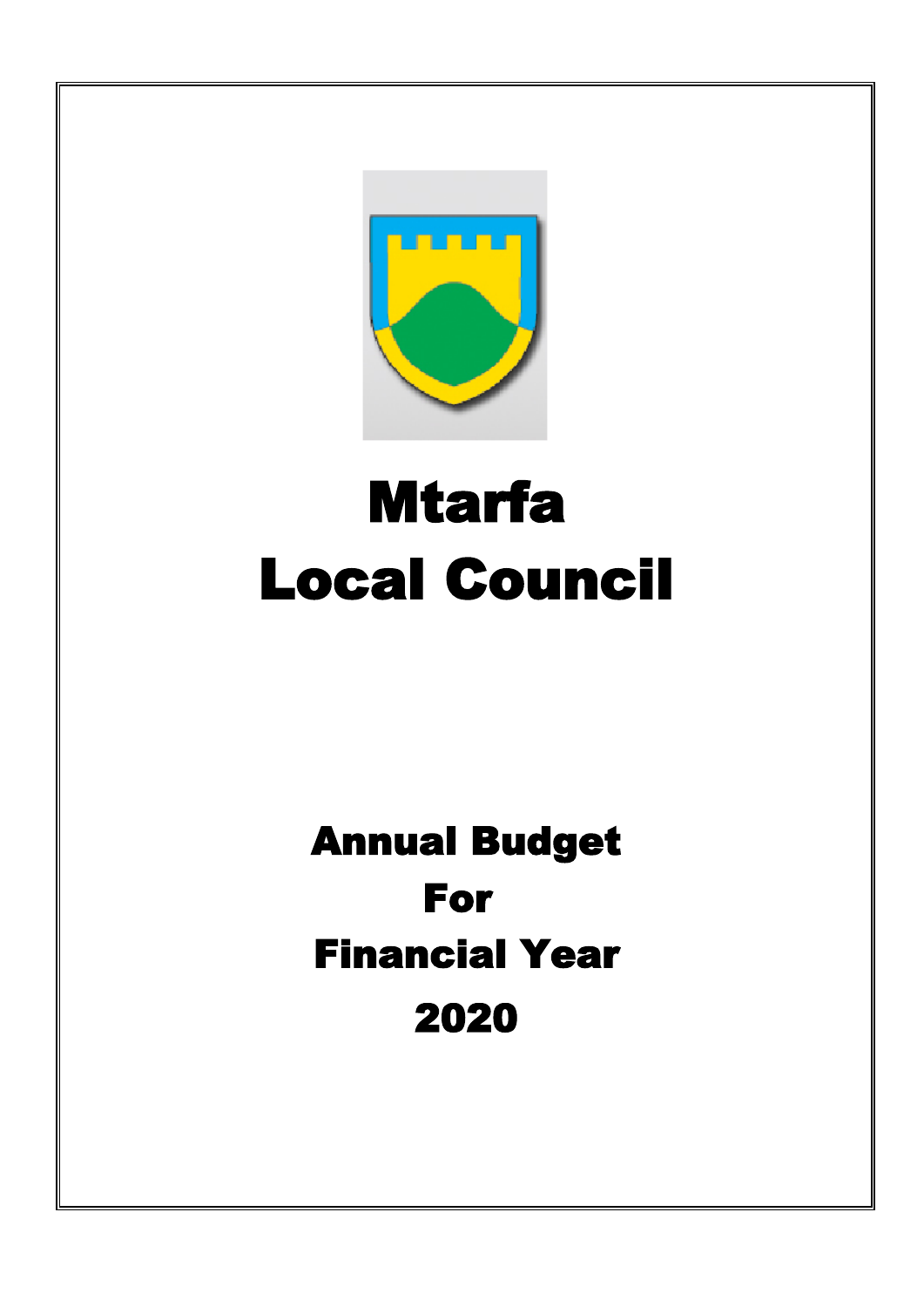# Mtarfa
# Local Council

## Annual Budget
## For
## Financial Year
## 2020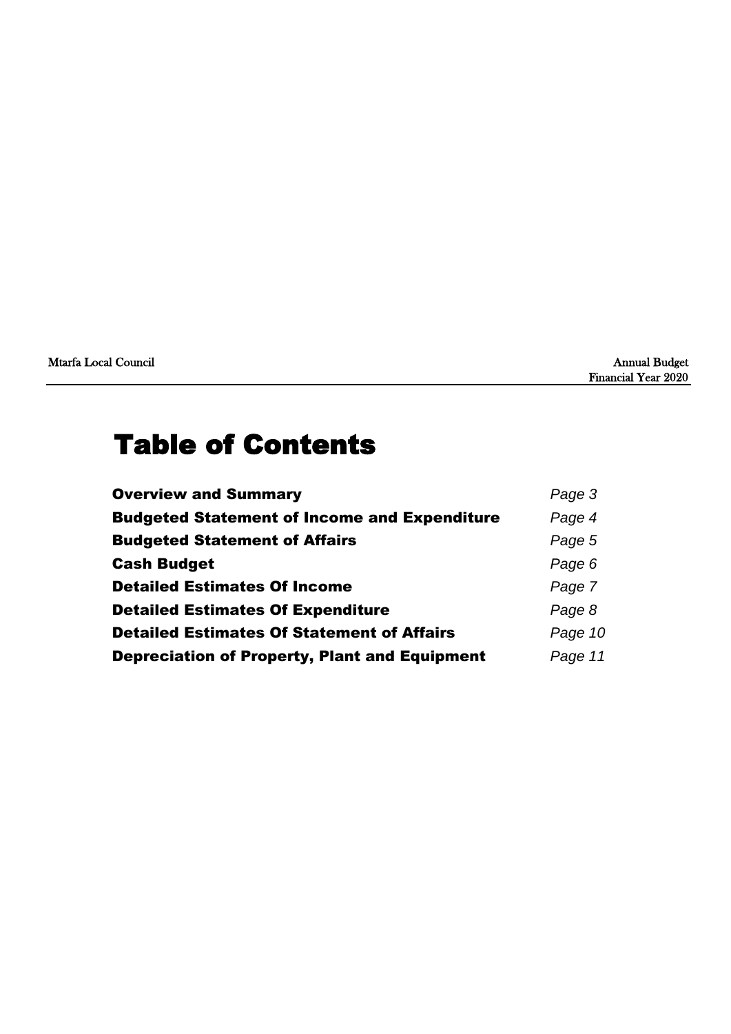# Table of Contents

| | |
|---|---|
| **Overview and Summary** | *Page 3* |
| **Budgeted Statement of Income and Expenditure** | *Page 4* |
| **Budgeted Statement of Affairs** | *Page 5* |
| **Cash Budget** | *Page 6* |
| **Detailed Estimates Of Income** | *Page 7* |
| **Detailed Estimates Of Expenditure** | *Page 8* |
| **Detailed Estimates Of Statement of Affairs** | *Page 10* |
| **Depreciation of Property, Plant and Equipment** | *Page 11* |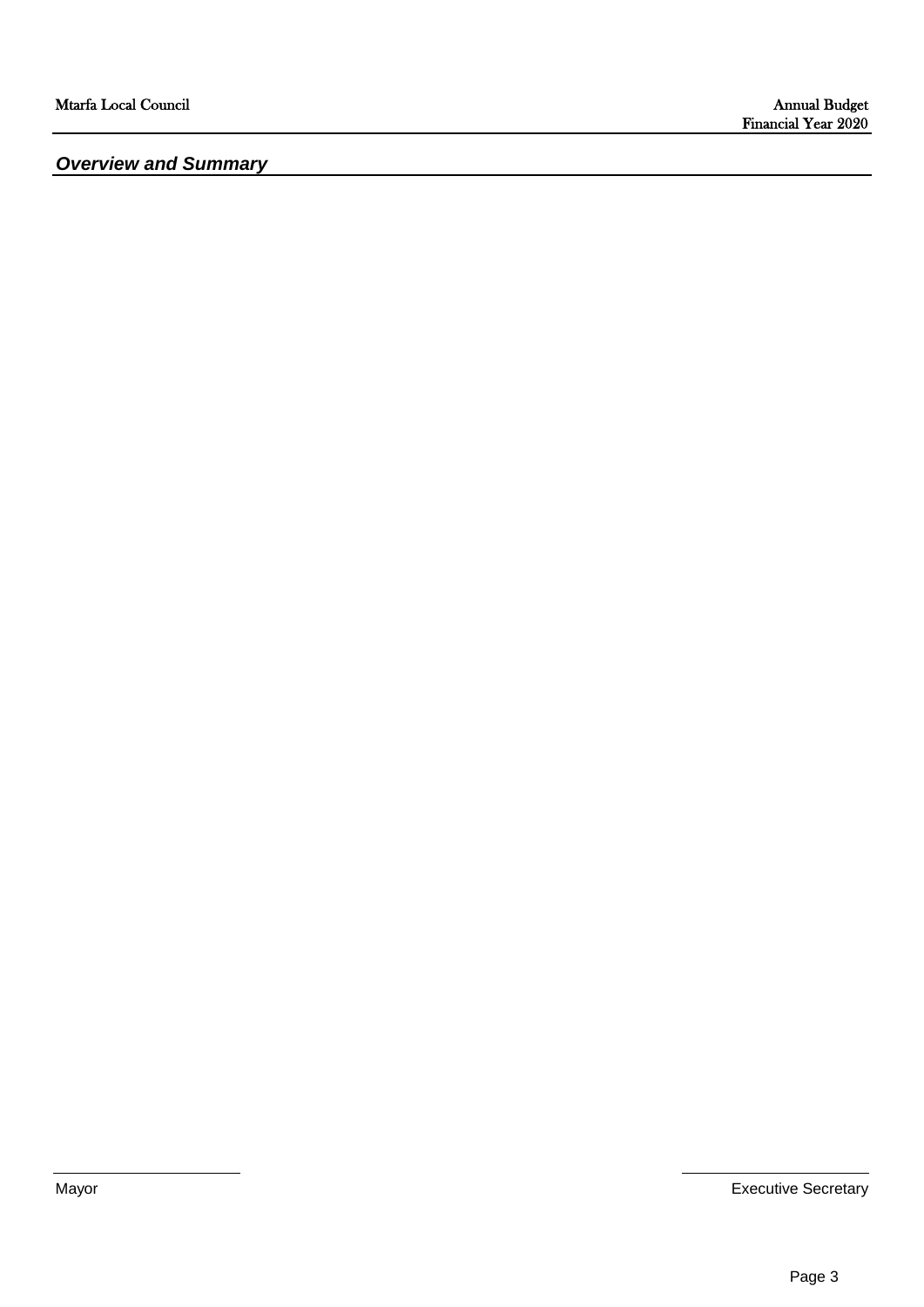***Overview and Summary***

Mayor

Executive Secretary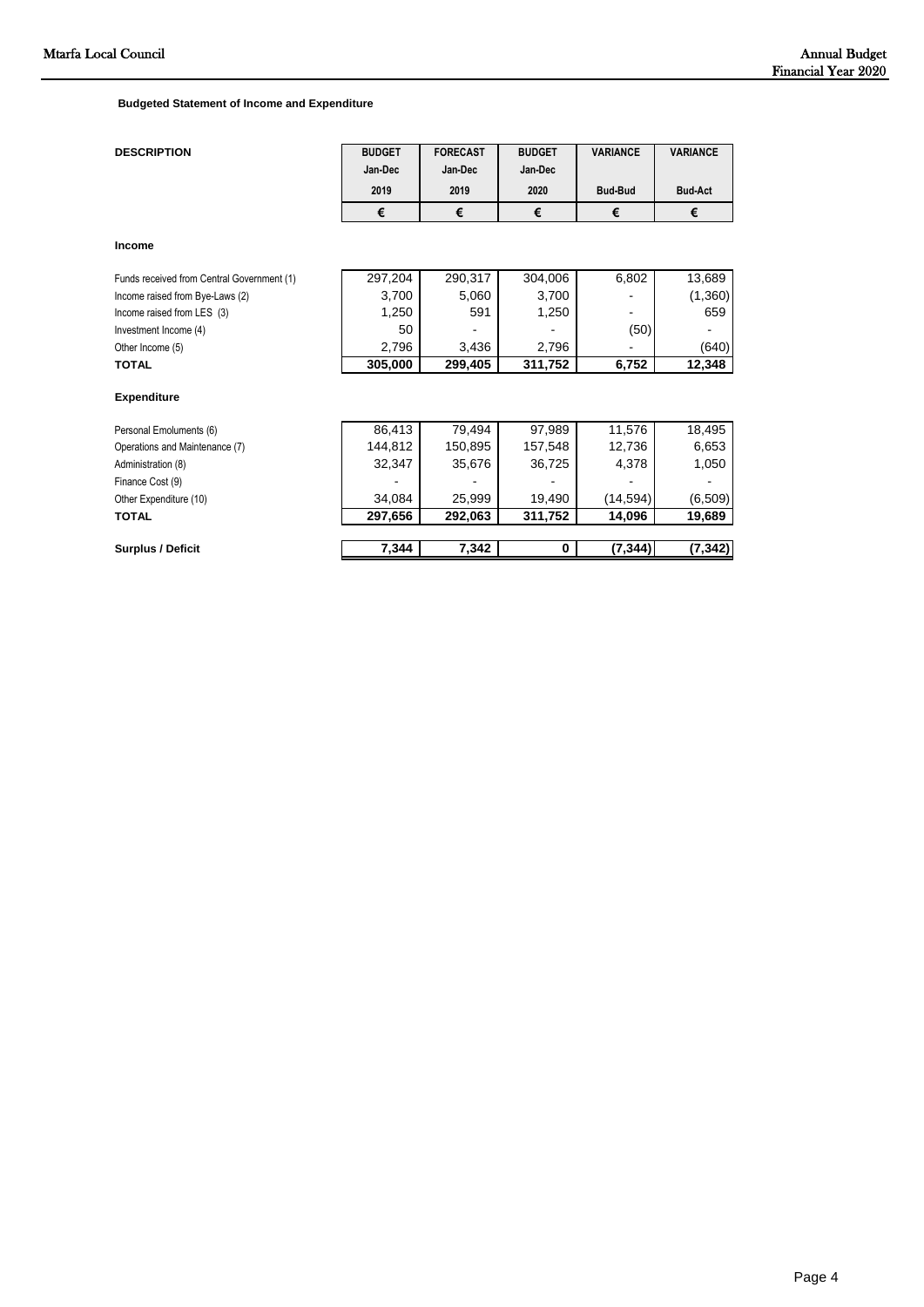**Budgeted Statement of Income and Expenditure**

| DESCRIPTION | BUDGET Jan-Dec 2019 | FORECAST Jan-Dec 2019 | BUDGET Jan-Dec 2020 | VARIANCE Bud-Bud | VARIANCE Bud-Act |
|---|---|---|---|---|---|
| | € | € | € | € | € |
| **Income** | | | | | |
| Funds received from Central Government (1) | 297,204 | 290,317 | 304,006 | 6,802 | 13,689 |
| Income raised from Bye-Laws (2) | 3,700 | 5,060 | 3,700 | - | (1,360) |
| Income raised from LES (3) | 1,250 | 591 | 1,250 | - | 659 |
| Investment Income (4) | 50 | - | - | (50) | - |
| Other Income (5) | 2,796 | 3,436 | 2,796 | - | (640) |
| **TOTAL** | **305,000** | **299,405** | **311,752** | **6,752** | **12,348** |
| **Expenditure** | | | | | |
| Personal Emoluments (6) | 86,413 | 79,494 | 97,989 | 11,576 | 18,495 |
| Operations and Maintenance (7) | 144,812 | 150,895 | 157,548 | 12,736 | 6,653 |
| Administration (8) | 32,347 | 35,676 | 36,725 | 4,378 | 1,050 |
| Finance Cost (9) | - | - | - | - | - |
| Other Expenditure (10) | 34,084 | 25,999 | 19,490 | (14,594) | (6,509) |
| **TOTAL** | **297,656** | **292,063** | **311,752** | **14,096** | **19,689** |
| **Surplus / Deficit** | **7,344** | **7,342** | **0** | **(7,344)** | **(7,342)** |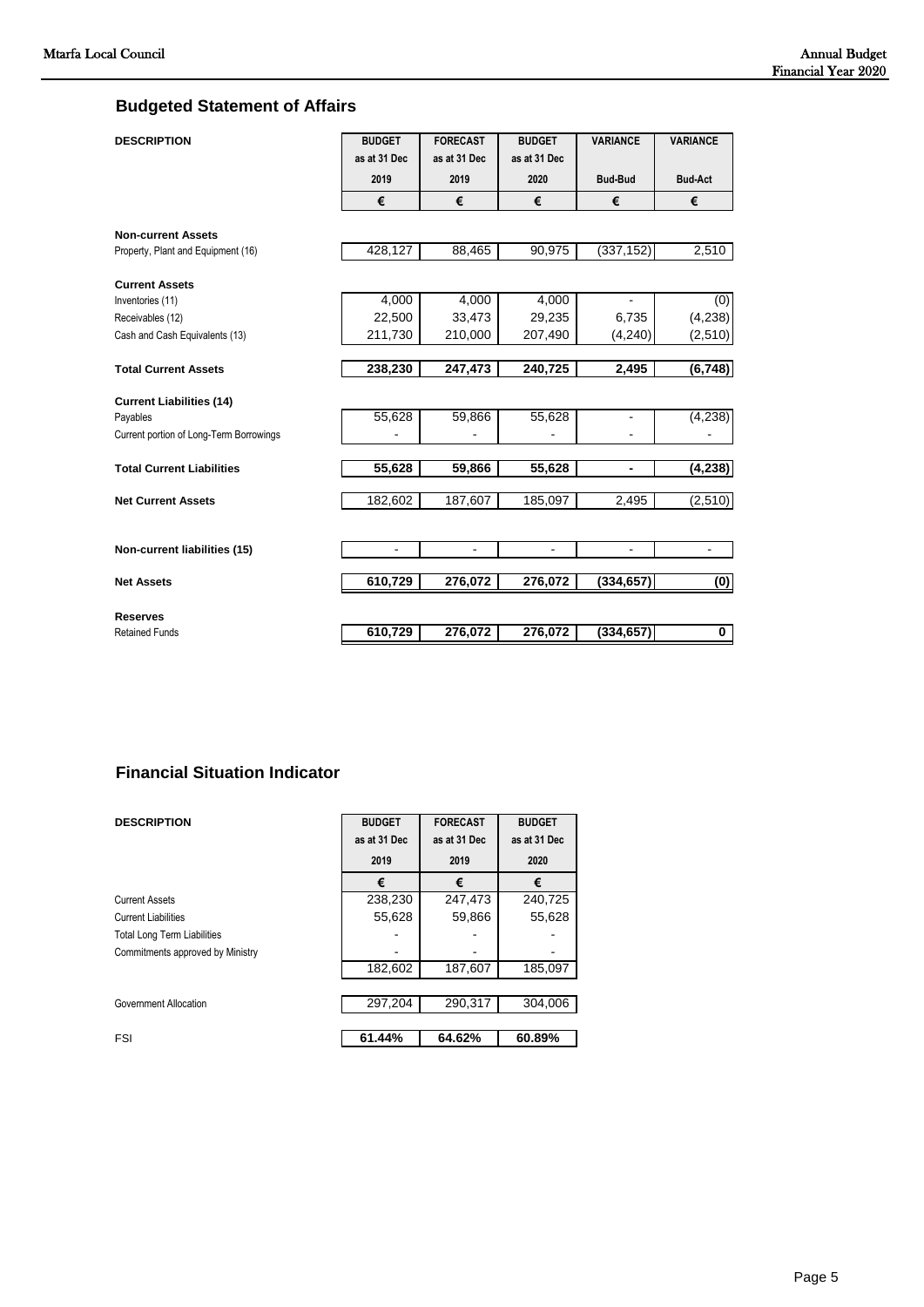## Budgeted Statement of Affairs

| DESCRIPTION | BUDGET as at 31 Dec 2019 | FORECAST as at 31 Dec 2019 | BUDGET as at 31 Dec 2020 | VARIANCE Bud-Bud | VARIANCE Bud-Act |
|---|---|---|---|---|---|
| | € | € | € | € | € |
| **Non-current Assets** | | | | | |
| Property, Plant and Equipment (16) | 428,127 | 88,465 | 90,975 | (337,152) | 2,510 |
| **Current Assets** | | | | | |
| Inventories (11) | 4,000 | 4,000 | 4,000 | - | (0) |
| Receivables (12) | 22,500 | 33,473 | 29,235 | 6,735 | (4,238) |
| Cash and Cash Equivalents (13) | 211,730 | 210,000 | 207,490 | (4,240) | (2,510) |
| **Total Current Assets** | **238,230** | **247,473** | **240,725** | **2,495** | **(6,748)** |
| **Current Liabilities (14)** | | | | | |
| Payables | 55,628 | 59,866 | 55,628 | - | (4,238) |
| Current portion of Long-Term Borrowings | - | - | - | - | - |
| **Total Current Liabilities** | **55,628** | **59,866** | **55,628** | **-** | **(4,238)** |
| **Net Current Assets** | 182,602 | 187,607 | 185,097 | 2,495 | (2,510) |
| **Non-current liabilities (15)** | - | - | - | - | - |
| **Net Assets** | **610,729** | **276,072** | **276,072** | **(334,657)** | **(0)** |
| **Reserves** | | | | | |
| Retained Funds | **610,729** | **276,072** | **276,072** | **(334,657)** | **0** |

## Financial Situation Indicator

| DESCRIPTION | BUDGET as at 31 Dec 2019 | FORECAST as at 31 Dec 2019 | BUDGET as at 31 Dec 2020 |
|---|---|---|---|
| | € | € | € |
| Current Assets | 238,230 | 247,473 | 240,725 |
| Current Liabilities | 55,628 | 59,866 | 55,628 |
| Total Long Term Liabilities | - | - | - |
| Commitments approved by Ministry | - | - | - |
| | 182,602 | 187,607 | 185,097 |
| Government Allocation | 297,204 | 290,317 | 304,006 |
| FSI | **61.44%** | **64.62%** | **60.89%** |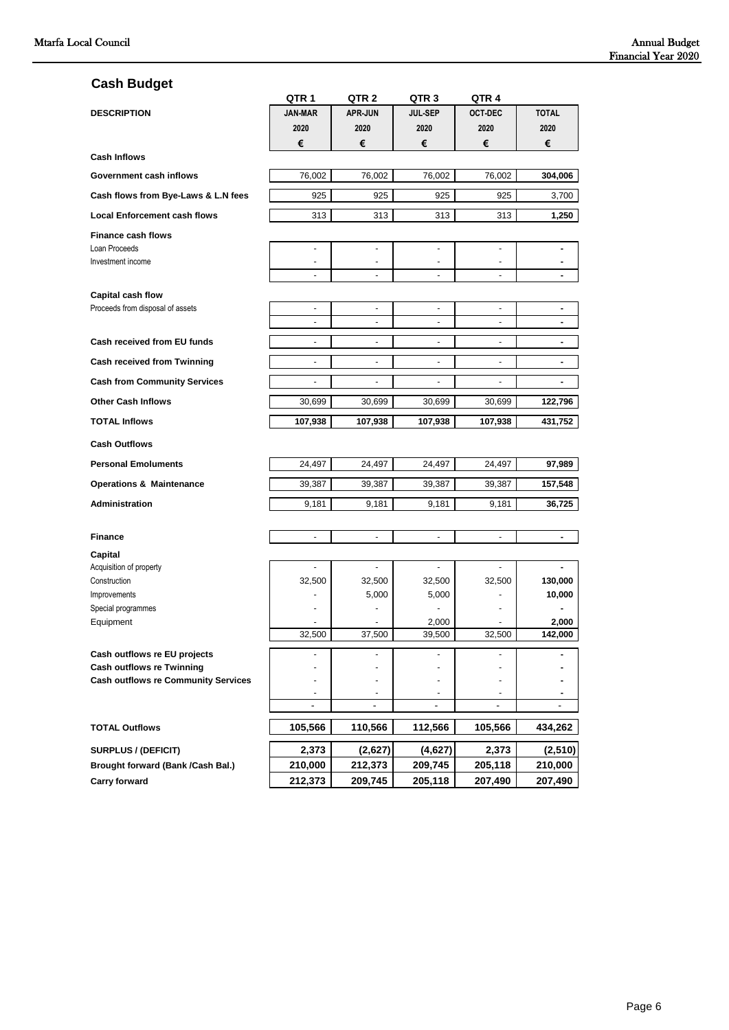## Cash Budget

| DESCRIPTION | QTR 1<br>JAN-MAR<br>2020<br>€ | QTR 2<br>APR-JUN<br>2020<br>€ | QTR 3<br>JUL-SEP<br>2020<br>€ | QTR 4<br>OCT-DEC<br>2020<br>€ | TOTAL<br>2020<br>€ |
|---|---|---|---|---|---|
| **Cash Inflows** | | | | | |
| **Government cash inflows** | 76,002 | 76,002 | 76,002 | 76,002 | **304,006** |
| **Cash flows from Bye-Laws & L.N fees** | 925 | 925 | 925 | 925 | 3,700 |
| **Local Enforcement cash flows** | 313 | 313 | 313 | 313 | **1,250** |
| **Finance cash flows** | | | | | |
| Loan Proceeds | - | - | - | - | **-** |
| Investment income | - | - | - | - | **-** |
| | - | - | - | - | **-** |
| **Capital cash flow** | | | | | |
| Proceeds from disposal of assets | - | - | - | - | **-** |
| | - | - | - | - | **-** |
| **Cash received from EU funds** | - | - | - | - | **-** |
| **Cash received from Twinning** | - | - | - | - | **-** |
| **Cash from Community Services** | - | - | - | - | **-** |
| **Other Cash Inflows** | 30,699 | 30,699 | 30,699 | 30,699 | **122,796** |
| **TOTAL Inflows** | **107,938** | **107,938** | **107,938** | **107,938** | **431,752** |
| **Cash Outflows** | | | | | |
| **Personal Emoluments** | 24,497 | 24,497 | 24,497 | 24,497 | **97,989** |
| **Operations & Maintenance** | 39,387 | 39,387 | 39,387 | 39,387 | **157,548** |
| **Administration** | 9,181 | 9,181 | 9,181 | 9,181 | **36,725** |
| **Finance** | - | - | - | - | **-** |
| **Capital** | | | | | |
| Acquisition of property | - | - | - | - | **-** |
| Construction | 32,500 | 32,500 | 32,500 | 32,500 | **130,000** |
| Improvements | - | 5,000 | 5,000 | - | **10,000** |
| Special programmes | - | - | - | - | **-** |
| Equipment | - | - | 2,000 | - | **2,000** |
| | 32,500 | 37,500 | 39,500 | 32,500 | **142,000** |
| **Cash outflows re EU projects** | - | - | - | - | **-** |
| **Cash outflows re Twinning** | - | - | - | - | **-** |
| **Cash outflows re Community Services** | - | - | - | - | **-** |
| | - | - | - | - | **-** |
| | - | - | - | - | - |
| **TOTAL Outflows** | **105,566** | **110,566** | **112,566** | **105,566** | **434,262** |
| **SURPLUS / (DEFICIT)** | **2,373** | **(2,627)** | **(4,627)** | **2,373** | **(2,510)** |
| **Brought forward (Bank /Cash Bal.)** | **210,000** | **212,373** | **209,745** | **205,118** | **210,000** |
| **Carry forward** | **212,373** | **209,745** | **205,118** | **207,490** | **207,490** |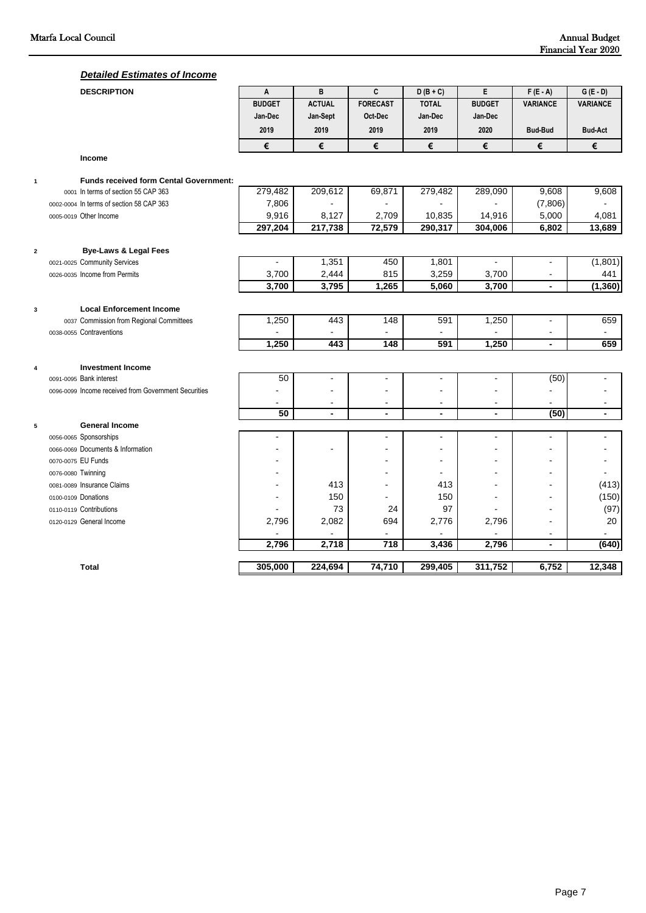### *Detailed Estimates of Income*

| DESCRIPTION | A | B | C | D (B + C) | E | F (E - A) | G (E - D) |
|---|---|---|---|---|---|---|---|
| | BUDGET | ACTUAL | FORECAST | TOTAL | BUDGET | VARIANCE | VARIANCE |
| | Jan-Dec | Jan-Sept | Oct-Dec | Jan-Dec | Jan-Dec | | |
| | 2019 | 2019 | 2019 | 2019 | 2020 | Bud-Bud | Bud-Act |
| | € | € | € | € | € | € | € |
| **Income** | | | | | | | |
| **1 Funds received form Cental Government:** | | | | | | | |
| 0001 In terms of section 55 CAP 363 | 279,482 | 209,612 | 69,871 | 279,482 | 289,090 | 9,608 | 9,608 |
| 0002-0004 In terms of section 58 CAP 363 | 7,806 | - | - | - | - | (7,806) | - |
| 0005-0019 Other Income | 9,916 | 8,127 | 2,709 | 10,835 | 14,916 | 5,000 | 4,081 |
| | **297,204** | **217,738** | **72,579** | **290,317** | **304,006** | **6,802** | **13,689** |
| **2 Bye-Laws & Legal Fees** | | | | | | | |
| 0021-0025 Community Services | - | 1,351 | 450 | 1,801 | - | - | (1,801) |
| 0026-0035 Income from Permits | 3,700 | 2,444 | 815 | 3,259 | 3,700 | - | 441 |
| | **3,700** | **3,795** | **1,265** | **5,060** | **3,700** | **-** | **(1,360)** |
| **3 Local Enforcement Income** | | | | | | | |
| 0037 Commission from Regional Committees | 1,250 | 443 | 148 | 591 | 1,250 | - | 659 |
| 0038-0055 Contraventions | - | - | - | - | - | - | - |
| | **1,250** | **443** | **148** | **591** | **1,250** | **-** | **659** |
| **4 Investment Income** | | | | | | | |
| 0091-0095 Bank interest | 50 | - | - | - | - | (50) | - |
| 0096-0099 Income received from Government Securities | - | - | - | - | - | - | - |
| | - | - | - | - | - | - | - |
| | **50** | **-** | **-** | **-** | **-** | **(50)** | **-** |
| **5 General Income** | | | | | | | |
| 0056-0065 Sponsorships | - | | - | - | - | - | - |
| 0066-0069 Documents & Information | - | - | - | - | - | - | - |
| 0070-0075 EU Funds | - | | - | - | - | - | - |
| 0076-0080 Twinning | - | | - | - | - | - | - |
| 0081-0089 Insurance Claims | - | 413 | - | 413 | - | - | (413) |
| 0100-0109 Donations | - | 150 | - | 150 | - | - | (150) |
| 0110-0119 Contributions | - | 73 | 24 | 97 | - | - | (97) |
| 0120-0129 General Income | 2,796 | 2,082 | 694 | 2,776 | 2,796 | - | 20 |
| | - | - | - | - | - | - | - |
| | **2,796** | **2,718** | **718** | **3,436** | **2,796** | **-** | **(640)** |
| **Total** | **305,000** | **224,694** | **74,710** | **299,405** | **311,752** | **6,752** | **12,348** |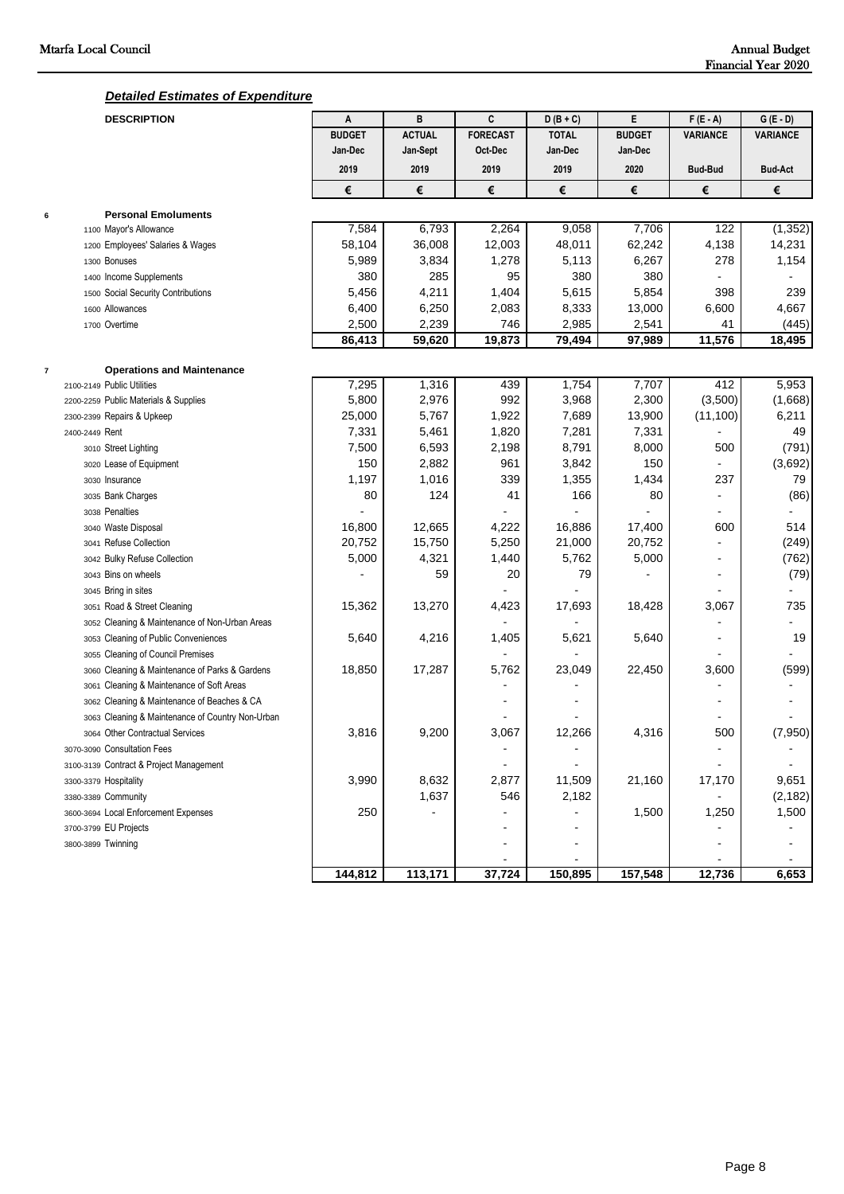### *Detailed Estimates of Expenditure*

| | DESCRIPTION | A | B | C | D (B + C) | E | F (E - A) | G (E - D) |
|---|---|---|---|---|---|---|---|---|
| | | BUDGET | ACTUAL | FORECAST | TOTAL | BUDGET | VARIANCE | VARIANCE |
| | | Jan-Dec | Jan-Sept | Oct-Dec | Jan-Dec | Jan-Dec | | |
| | | 2019 | 2019 | 2019 | 2019 | 2020 | Bud-Bud | Bud-Act |
| | | € | € | € | € | € | € | € |
| 6 | **Personal Emoluments** | | | | | | | |
| | 1100 Mayor's Allowance | 7,584 | 6,793 | 2,264 | 9,058 | 7,706 | 122 | (1,352) |
| | 1200 Employees' Salaries & Wages | 58,104 | 36,008 | 12,003 | 48,011 | 62,242 | 4,138 | 14,231 |
| | 1300 Bonuses | 5,989 | 3,834 | 1,278 | 5,113 | 6,267 | 278 | 1,154 |
| | 1400 Income Supplements | 380 | 285 | 95 | 380 | 380 | - | - |
| | 1500 Social Security Contributions | 5,456 | 4,211 | 1,404 | 5,615 | 5,854 | 398 | 239 |
| | 1600 Allowances | 6,400 | 6,250 | 2,083 | 8,333 | 13,000 | 6,600 | 4,667 |
| | 1700 Overtime | 2,500 | 2,239 | 746 | 2,985 | 2,541 | 41 | (445) |
| | | **86,413** | **59,620** | **19,873** | **79,494** | **97,989** | **11,576** | **18,495** |
| 7 | **Operations and Maintenance** | | | | | | | |
| | 2100-2149 Public Utilities | 7,295 | 1,316 | 439 | 1,754 | 7,707 | 412 | 5,953 |
| | 2200-2259 Public Materials & Supplies | 5,800 | 2,976 | 992 | 3,968 | 2,300 | (3,500) | (1,668) |
| | 2300-2399 Repairs & Upkeep | 25,000 | 5,767 | 1,922 | 7,689 | 13,900 | (11,100) | 6,211 |
| | 2400-2449 Rent | 7,331 | 5,461 | 1,820 | 7,281 | 7,331 | - | 49 |
| | 3010 Street Lighting | 7,500 | 6,593 | 2,198 | 8,791 | 8,000 | 500 | (791) |
| | 3020 Lease of Equipment | 150 | 2,882 | 961 | 3,842 | 150 | - | (3,692) |
| | 3030 Insurance | 1,197 | 1,016 | 339 | 1,355 | 1,434 | 237 | 79 |
| | 3035 Bank Charges | 80 | 124 | 41 | 166 | 80 | - | (86) |
| | 3038 Penalties | - | | - | - | - | - | - |
| | 3040 Waste Disposal | 16,800 | 12,665 | 4,222 | 16,886 | 17,400 | 600 | 514 |
| | 3041 Refuse Collection | 20,752 | 15,750 | 5,250 | 21,000 | 20,752 | - | (249) |
| | 3042 Bulky Refuse Collection | 5,000 | 4,321 | 1,440 | 5,762 | 5,000 | - | (762) |
| | 3043 Bins on wheels | - | 59 | 20 | 79 | - | - | (79) |
| | 3045 Bring in sites | | | - | - | | - | - |
| | 3051 Road & Street Cleaning | 15,362 | 13,270 | 4,423 | 17,693 | 18,428 | 3,067 | 735 |
| | 3052 Cleaning & Maintenance of Non-Urban Areas | | | - | - | | - | - |
| | 3053 Cleaning of Public Conveniences | 5,640 | 4,216 | 1,405 | 5,621 | 5,640 | - | 19 |
| | 3055 Cleaning of Council Premises | | | - | - | | - | - |
| | 3060 Cleaning & Maintenance of Parks & Gardens | 18,850 | 17,287 | 5,762 | 23,049 | 22,450 | 3,600 | (599) |
| | 3061 Cleaning & Maintenance of Soft Areas | | | - | - | | - | - |
| | 3062 Cleaning & Maintenance of Beaches & CA | | | - | - | | - | - |
| | 3063 Cleaning & Maintenance of Country Non-Urban | | | - | - | | - | - |
| | 3064 Other Contractual Services | 3,816 | 9,200 | 3,067 | 12,266 | 4,316 | 500 | (7,950) |
| | 3070-3090 Consultation Fees | | | - | - | | - | - |
| | 3100-3139 Contract & Project Management | | | - | - | | - | - |
| | 3300-3379 Hospitality | 3,990 | 8,632 | 2,877 | 11,509 | 21,160 | 17,170 | 9,651 |
| | 3380-3389 Community | | 1,637 | 546 | 2,182 | | - | (2,182) |
| | 3600-3694 Local Enforcement Expenses | 250 | - | - | - | 1,500 | 1,250 | 1,500 |
| | 3700-3799 EU Projects | | | - | - | | - | - |
| | 3800-3899 Twinning | | | - | - | | - | - |
| | | | | - | - | | - | - |
| | | **144,812** | **113,171** | **37,724** | **150,895** | **157,548** | **12,736** | **6,653** |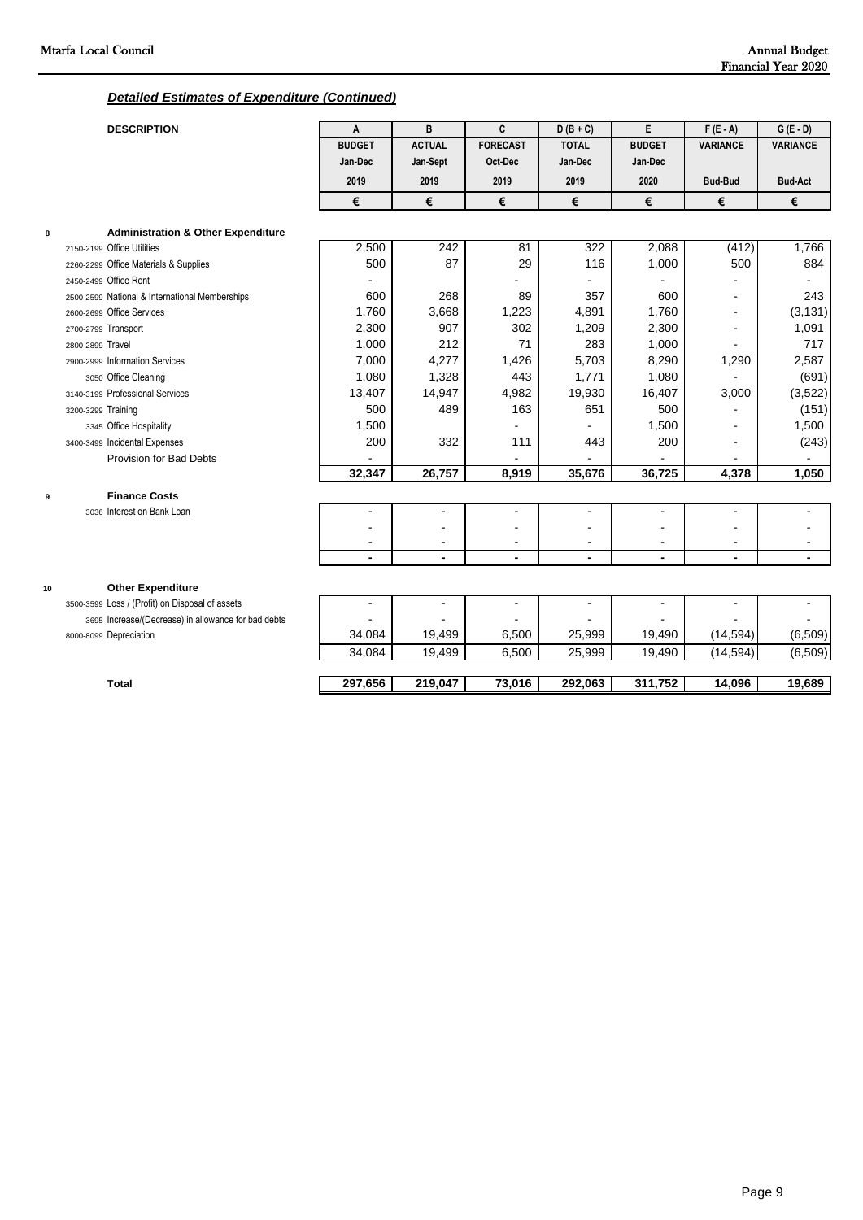### *Detailed Estimates of Expenditure (Continued)*

| DESCRIPTION | A | B | C | D (B + C) | E | F (E - A) | G (E - D) |
|---|---|---|---|---|---|---|---|
| | BUDGET | ACTUAL | FORECAST | TOTAL | BUDGET | VARIANCE | VARIANCE |
| | Jan-Dec | Jan-Sept | Oct-Dec | Jan-Dec | Jan-Dec | | |
| | 2019 | 2019 | 2019 | 2019 | 2020 | Bud-Bud | Bud-Act |
| | € | € | € | € | € | € | € |
| **8 Administration & Other Expenditure** | | | | | | | |
| 2150-2199 Office Utilities | 2,500 | 242 | 81 | 322 | 2,088 | (412) | 1,766 |
| 2260-2299 Office Materials & Supplies | 500 | 87 | 29 | 116 | 1,000 | 500 | 884 |
| 2450-2499 Office Rent | - | | - | - | - | - | - |
| 2500-2599 National & International Memberships | 600 | 268 | 89 | 357 | 600 | - | 243 |
| 2600-2699 Office Services | 1,760 | 3,668 | 1,223 | 4,891 | 1,760 | - | (3,131) |
| 2700-2799 Transport | 2,300 | 907 | 302 | 1,209 | 2,300 | - | 1,091 |
| 2800-2899 Travel | 1,000 | 212 | 71 | 283 | 1,000 | - | 717 |
| 2900-2999 Information Services | 7,000 | 4,277 | 1,426 | 5,703 | 8,290 | 1,290 | 2,587 |
| 3050 Office Cleaning | 1,080 | 1,328 | 443 | 1,771 | 1,080 | - | (691) |
| 3140-3199 Professional Services | 13,407 | 14,947 | 4,982 | 19,930 | 16,407 | 3,000 | (3,522) |
| 3200-3299 Training | 500 | 489 | 163 | 651 | 500 | - | (151) |
| 3345 Office Hospitality | 1,500 | | - | - | 1,500 | - | 1,500 |
| 3400-3499 Incidental Expenses | 200 | 332 | 111 | 443 | 200 | - | (243) |
| Provision for Bad Debts | - | | - | - | - | - | - |
| | **32,347** | **26,757** | **8,919** | **35,676** | **36,725** | **4,378** | **1,050** |
| **9 Finance Costs** | | | | | | | |
| 3036 Interest on Bank Loan | - | - | - | - | - | - | - |
| | - | - | - | - | - | - | - |
| | - | - | - | - | - | - | - |
| | **-** | **-** | **-** | **-** | **-** | **-** | **-** |
| **10 Other Expenditure** | | | | | | | |
| 3500-3599 Loss / (Profit) on Disposal of assets | - | - | - | - | - | - | - |
| 3695 Increase/(Decrease) in allowance for bad debts | - | - | - | - | - | - | - |
| 8000-8099 Depreciation | 34,084 | 19,499 | 6,500 | 25,999 | 19,490 | (14,594) | (6,509) |
| | 34,084 | 19,499 | 6,500 | 25,999 | 19,490 | (14,594) | (6,509) |
| **Total** | **297,656** | **219,047** | **73,016** | **292,063** | **311,752** | **14,096** | **19,689** |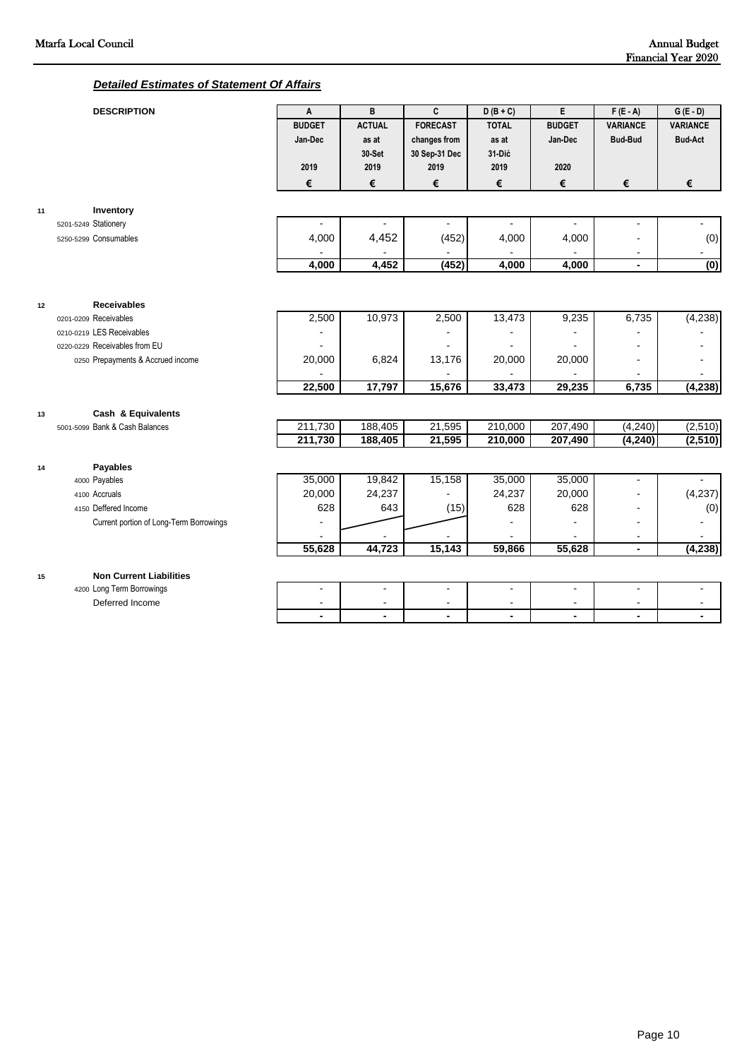## *Detailed Estimates of Statement Of Affairs*

| | DESCRIPTION | A | B | C | D (B + C) | E | F (E - A) | G (E - D) |
|---|---|---|---|---|---|---|---|---|
| | | BUDGET Jan-Dec 2019 | ACTUAL as at 30-Set 2019 | FORECAST changes from 30 Sep-31 Dec 2019 | TOTAL as at 31-Diċ 2019 | BUDGET Jan-Dec 2020 | VARIANCE Bud-Bud | VARIANCE Bud-Act |
| | | € | € | € | € | € | € | € |
| **11** | **Inventory** | | | | | | | |
| | 5201-5249 Stationery | - | - | - | - | - | - | - |
| | 5250-5299 Consumables | 4,000 | 4,452 | (452) | 4,000 | 4,000 | - | (0) |
| | | - | - | - | - | - | - | - |
| | | **4,000** | **4,452** | **(452)** | **4,000** | **4,000** | **-** | **(0)** |
| **12** | **Receivables** | | | | | | | |
| | 0201-0209 Receivables | 2,500 | 10,973 | 2,500 | 13,473 | 9,235 | 6,735 | (4,238) |
| | 0210-0219 LES Receivables | - | | - | - | - | - | - |
| | 0220-0229 Receivables from EU | - | | - | - | - | - | - |
| | 0250 Prepayments & Accrued income | 20,000 | 6,824 | 13,176 | 20,000 | 20,000 | - | - |
| | | - | | - | - | - | - | - |
| | | **22,500** | **17,797** | **15,676** | **33,473** | **29,235** | **6,735** | **(4,238)** |
| **13** | **Cash & Equivalents** | | | | | | | |
| | 5001-5099 Bank & Cash Balances | 211,730 | 188,405 | 21,595 | 210,000 | 207,490 | (4,240) | (2,510) |
| | | **211,730** | **188,405** | **21,595** | **210,000** | **207,490** | **(4,240)** | **(2,510)** |
| **14** | **Payables** | | | | | | | |
| | 4000 Payables | 35,000 | 19,842 | 15,158 | 35,000 | 35,000 | - | - |
| | 4100 Accruals | 20,000 | 24,237 | - | 24,237 | 20,000 | - | (4,237) |
| | 4150 Deffered Income | 628 | 643 | (15) | 628 | 628 | - | (0) |
| | Current portion of Long-Term Borrowings | - | | | - | - | - | - |
| | | - | - | - | - | - | - | - |
| | | **55,628** | **44,723** | **15,143** | **59,866** | **55,628** | **-** | **(4,238)** |
| **15** | **Non Current Liabilities** | | | | | | | |
| | 4200 Long Term Borrowings | - | - | - | - | - | - | - |
| | Deferred Income | - | - | - | - | - | - | - |
| | | **-** | **-** | **-** | **-** | **-** | **-** | **-** |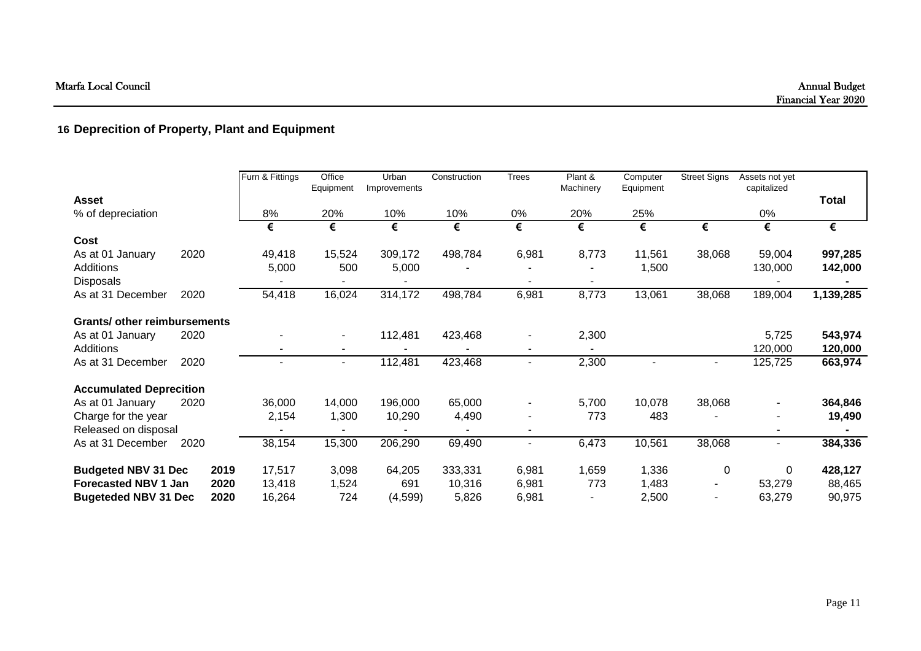## 16 Deprecition of Property, Plant and Equipment

| Asset | | Furn & Fittings | Office Equipment | Urban Improvements | Construction | Trees | Plant & Machinery | Computer Equipment | Street Signs | Assets not yet capitalized | Total |
|---|---|---|---|---|---|---|---|---|---|---|---|
| % of depreciation | | 8% | 20% | 10% | 10% | 0% | 20% | 25% | | 0% | |
| | | € | € | € | € | € | € | € | € | € | € |
| **Cost** | | | | | | | | | | | |
| As at 01 January | 2020 | 49,418 | 15,524 | 309,172 | 498,784 | 6,981 | 8,773 | 11,561 | 38,068 | 59,004 | **997,285** |
| Additions | | 5,000 | 500 | 5,000 | - | - | - | 1,500 | | 130,000 | **142,000** |
| Disposals | | - | - | - | | - | - | | | - | **-** |
| As at 31 December | 2020 | 54,418 | 16,024 | 314,172 | 498,784 | 6,981 | 8,773 | 13,061 | 38,068 | 189,004 | **1,139,285** |
| **Grants/ other reimbursements** | | | | | | | | | | | |
| As at 01 January | 2020 | - | - | 112,481 | 423,468 | - | 2,300 | | | 5,725 | **543,974** |
| Additions | | - | - | - | - | - | - | | | 120,000 | **120,000** |
| As at 31 December | 2020 | - | - | 112,481 | 423,468 | - | 2,300 | - | - | 125,725 | **663,974** |
| **Accumulated Deprecition** | | | | | | | | | | | |
| As at 01 January | 2020 | 36,000 | 14,000 | 196,000 | 65,000 | - | 5,700 | 10,078 | 38,068 | - | **364,846** |
| Charge for the year | | 2,154 | 1,300 | 10,290 | 4,490 | - | 773 | 483 | - | - | **19,490** |
| Released on disposal | | - | - | - | - | - | | | | - | **-** |
| As at 31 December | 2020 | 38,154 | 15,300 | 206,290 | 69,490 | - | 6,473 | 10,561 | 38,068 | - | **384,336** |
| **Budgeted NBV 31 Dec** | **2019** | 17,517 | 3,098 | 64,205 | 333,331 | 6,981 | 1,659 | 1,336 | 0 | 0 | **428,127** |
| **Forecasted NBV 1 Jan** | **2020** | 13,418 | 1,524 | 691 | 10,316 | 6,981 | 773 | 1,483 | - | 53,279 | 88,465 |
| **Bugeteded NBV 31 Dec** | **2020** | 16,264 | 724 | (4,599) | 5,826 | 6,981 | - | 2,500 | - | 63,279 | 90,975 |